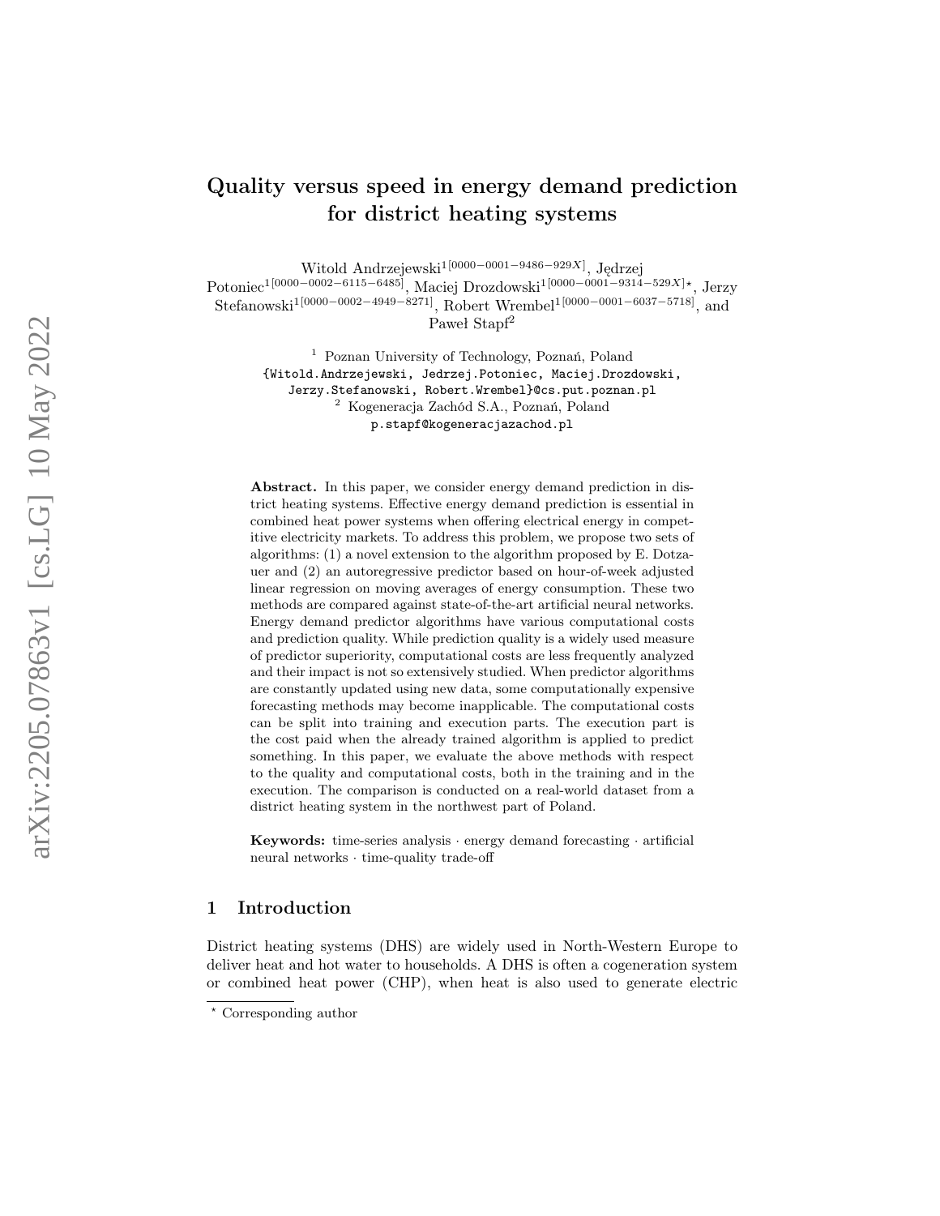# Quality versus speed in energy demand prediction for district heating systems

Witold Andrzejewski[1[0000−0001−9486−929X]], Jędrzej Potoniec[1[0000−0002−6115−6485]], Maciej Drozdowski[1[0000−0001−9314−529X]⋆], Jerzy Stefanowski[1[0000−0002−4949−8271]], Robert Wrembel[1[0000−0001−6037−5718]], and Paweł Stapf[2]

[1] Poznan University of Technology, Poznań, Poland
{Witold.Andrzejewski, Jedrzej.Potoniec, Maciej.Drozdowski, Jerzy.Stefanowski, Robert.Wrembel}@cs.put.poznan.pl
[2] Kogeneracja Zachód S.A., Poznań, Poland
p.stapf@kogeneracjazachod.pl

**Abstract.** In this paper, we consider energy demand prediction in district heating systems. Effective energy demand prediction is essential in combined heat power systems when offering electrical energy in competitive electricity markets. To address this problem, we propose two sets of algorithms: (1) a novel extension to the algorithm proposed by E. Dotzauer and (2) an autoregressive predictor based on hour-of-week adjusted linear regression on moving averages of energy consumption. These two methods are compared against state-of-the-art artificial neural networks. Energy demand predictor algorithms have various computational costs and prediction quality. While prediction quality is a widely used measure of predictor superiority, computational costs are less frequently analyzed and their impact is not so extensively studied. When predictor algorithms are constantly updated using new data, some computationally expensive forecasting methods may become inapplicable. The computational costs can be split into training and execution parts. The execution part is the cost paid when the already trained algorithm is applied to predict something. In this paper, we evaluate the above methods with respect to the quality and computational costs, both in the training and in the execution. The comparison is conducted on a real-world dataset from a district heating system in the northwest part of Poland.

**Keywords:** time-series analysis · energy demand forecasting · artificial neural networks · time-quality trade-off

## 1 Introduction

District heating systems (DHS) are widely used in North-Western Europe to deliver heat and hot water to households. A DHS is often a cogeneration system or combined heat power (CHP), when heat is also used to generate electric

⋆ Corresponding author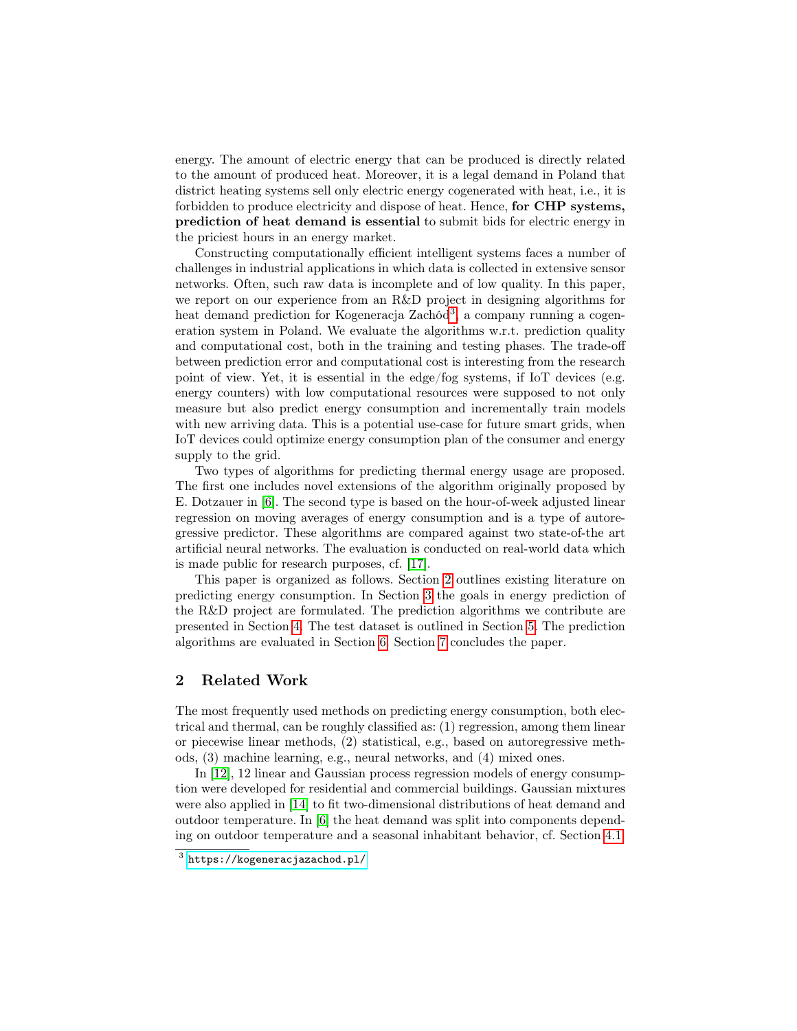energy. The amount of electric energy that can be produced is directly related to the amount of produced heat. Moreover, it is a legal demand in Poland that district heating systems sell only electric energy cogenerated with heat, i.e., it is forbidden to produce electricity and dispose of heat. Hence, **for CHP systems, prediction of heat demand is essential** to submit bids for electric energy in the priciest hours in an energy market.

Constructing computationally efficient intelligent systems faces a number of challenges in industrial applications in which data is collected in extensive sensor networks. Often, such raw data is incomplete and of low quality. In this paper, we report on our experience from an R&D project in designing algorithms for heat demand prediction for Kogeneracja Zachód[3], a company running a cogeneration system in Poland. We evaluate the algorithms w.r.t. prediction quality and computational cost, both in the training and testing phases. The trade-off between prediction error and computational cost is interesting from the research point of view. Yet, it is essential in the edge/fog systems, if IoT devices (e.g. energy counters) with low computational resources were supposed to not only measure but also predict energy consumption and incrementally train models with new arriving data. This is a potential use-case for future smart grids, when IoT devices could optimize energy consumption plan of the consumer and energy supply to the grid.

Two types of algorithms for predicting thermal energy usage are proposed. The first one includes novel extensions of the algorithm originally proposed by E. Dotzauer in [6]. The second type is based on the hour-of-week adjusted linear regression on moving averages of energy consumption and is a type of autoregressive predictor. These algorithms are compared against two state-of-the art artificial neural networks. The evaluation is conducted on real-world data which is made public for research purposes, cf. [17].

This paper is organized as follows. Section 2 outlines existing literature on predicting energy consumption. In Section 3 the goals in energy prediction of the R&D project are formulated. The prediction algorithms we contribute are presented in Section 4. The test dataset is outlined in Section 5. The prediction algorithms are evaluated in Section 6. Section 7 concludes the paper.

## 2 Related Work

The most frequently used methods on predicting energy consumption, both electrical and thermal, can be roughly classified as: (1) regression, among them linear or piecewise linear methods, (2) statistical, e.g., based on autoregressive methods, (3) machine learning, e.g., neural networks, and (4) mixed ones.

In [12], 12 linear and Gaussian process regression models of energy consumption were developed for residential and commercial buildings. Gaussian mixtures were also applied in [14] to fit two-dimensional distributions of heat demand and outdoor temperature. In [6] the heat demand was split into components depending on outdoor temperature and a seasonal inhabitant behavior, cf. Section 4.1.

[3] https://kogeneracjazachod.pl/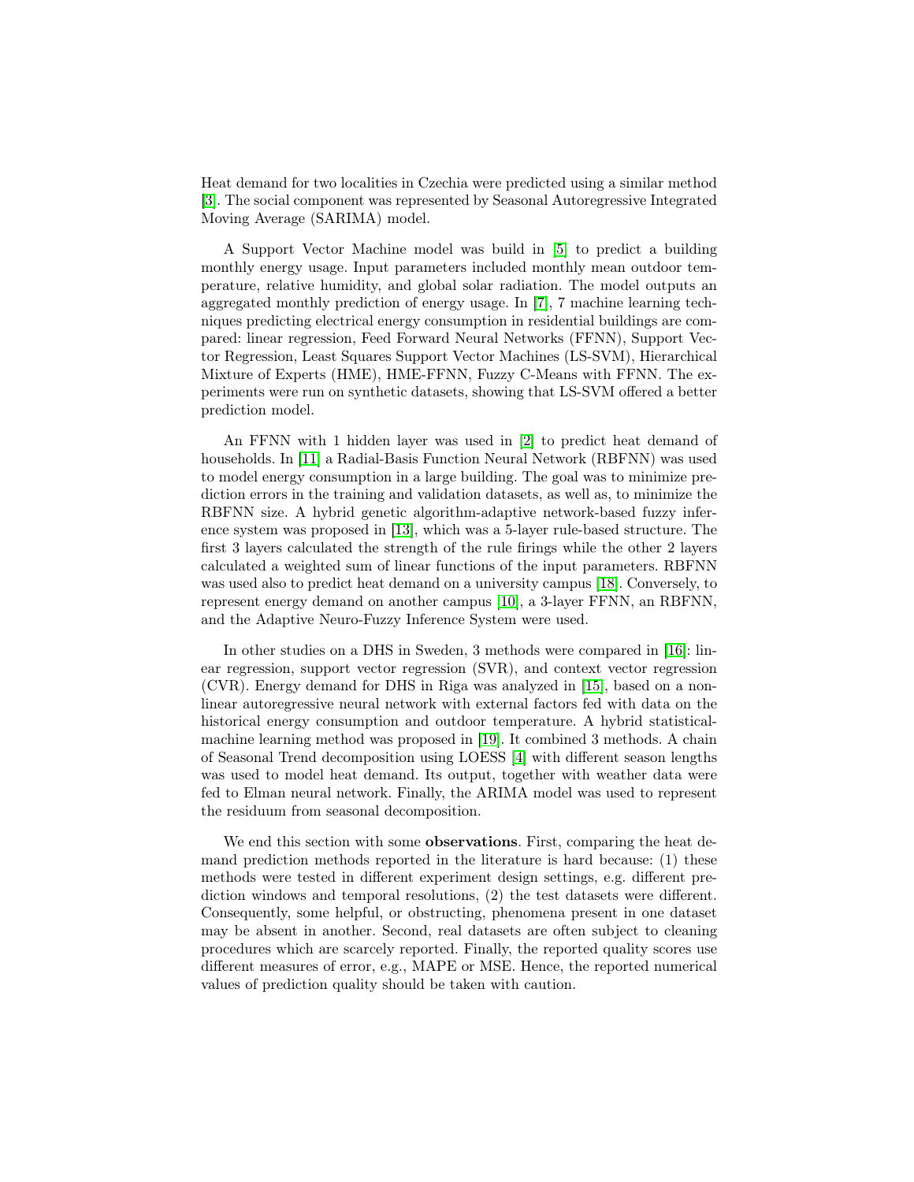Heat demand for two localities in Czechia were predicted using a similar method [3]. The social component was represented by Seasonal Autoregressive Integrated Moving Average (SARIMA) model.

A Support Vector Machine model was build in [5] to predict a building monthly energy usage. Input parameters included monthly mean outdoor temperature, relative humidity, and global solar radiation. The model outputs an aggregated monthly prediction of energy usage. In [7], 7 machine learning techniques predicting electrical energy consumption in residential buildings are compared: linear regression, Feed Forward Neural Networks (FFNN), Support Vector Regression, Least Squares Support Vector Machines (LS-SVM), Hierarchical Mixture of Experts (HME), HME-FFNN, Fuzzy C-Means with FFNN. The experiments were run on synthetic datasets, showing that LS-SVM offered a better prediction model.

An FFNN with 1 hidden layer was used in [2] to predict heat demand of households. In [11] a Radial-Basis Function Neural Network (RBFNN) was used to model energy consumption in a large building. The goal was to minimize prediction errors in the training and validation datasets, as well as, to minimize the RBFNN size. A hybrid genetic algorithm-adaptive network-based fuzzy inference system was proposed in [13], which was a 5-layer rule-based structure. The first 3 layers calculated the strength of the rule firings while the other 2 layers calculated a weighted sum of linear functions of the input parameters. RBFNN was used also to predict heat demand on a university campus [18]. Conversely, to represent energy demand on another campus [10], a 3-layer FFNN, an RBFNN, and the Adaptive Neuro-Fuzzy Inference System were used.

In other studies on a DHS in Sweden, 3 methods were compared in [16]: linear regression, support vector regression (SVR), and context vector regression (CVR). Energy demand for DHS in Riga was analyzed in [15], based on a non-linear autoregressive neural network with external factors fed with data on the historical energy consumption and outdoor temperature. A hybrid statistical-machine learning method was proposed in [19]. It combined 3 methods. A chain of Seasonal Trend decomposition using LOESS [4] with different season lengths was used to model heat demand. Its output, together with weather data were fed to Elman neural network. Finally, the ARIMA model was used to represent the residuum from seasonal decomposition.

We end this section with some **observations**. First, comparing the heat demand prediction methods reported in the literature is hard because: (1) these methods were tested in different experiment design settings, e.g. different prediction windows and temporal resolutions, (2) the test datasets were different. Consequently, some helpful, or obstructing, phenomena present in one dataset may be absent in another. Second, real datasets are often subject to cleaning procedures which are scarcely reported. Finally, the reported quality scores use different measures of error, e.g., MAPE or MSE. Hence, the reported numerical values of prediction quality should be taken with caution.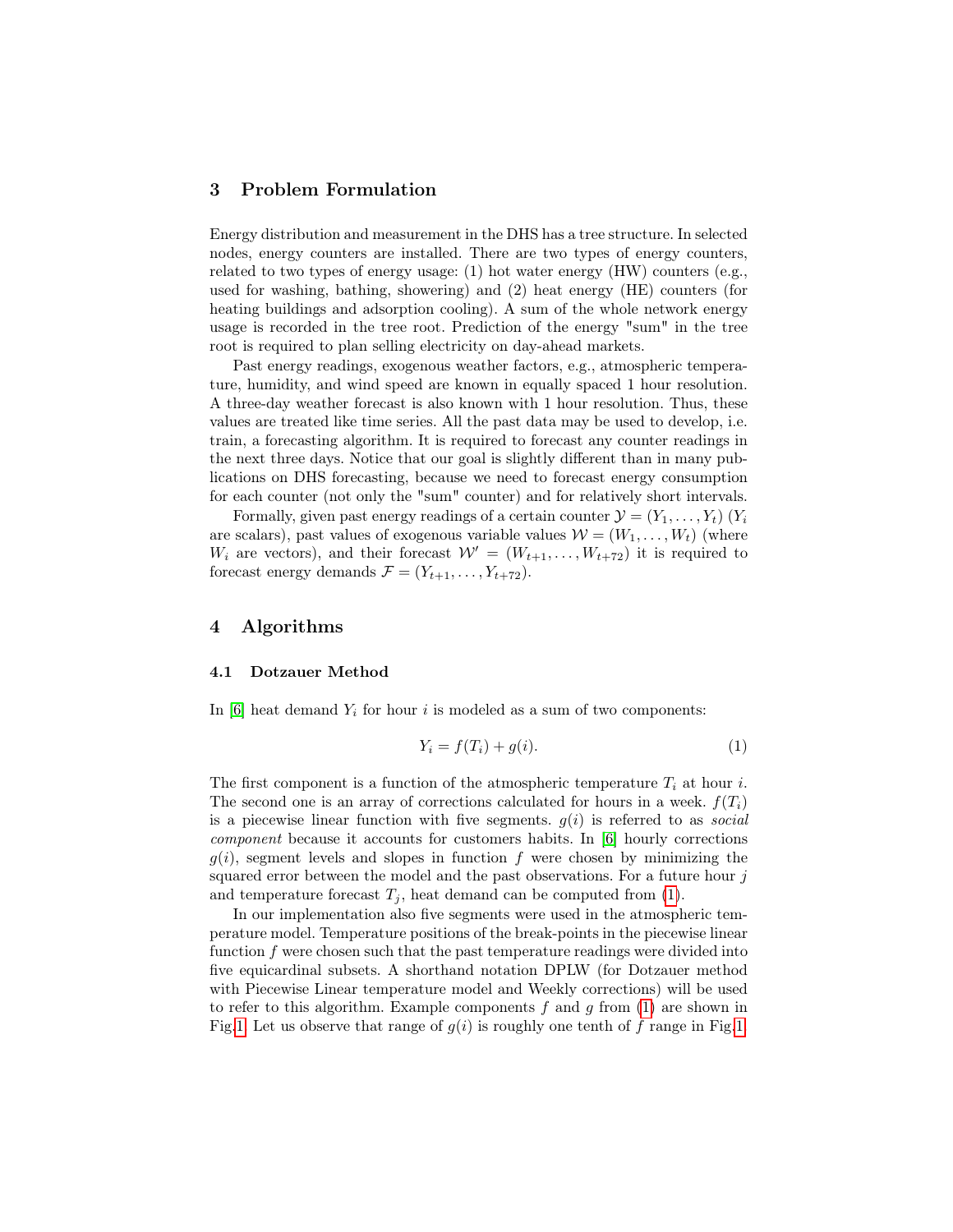## 3 Problem Formulation

Energy distribution and measurement in the DHS has a tree structure. In selected nodes, energy counters are installed. There are two types of energy counters, related to two types of energy usage: (1) hot water energy (HW) counters (e.g., used for washing, bathing, showering) and (2) heat energy (HE) counters (for heating buildings and adsorption cooling). A sum of the whole network energy usage is recorded in the tree root. Prediction of the energy "sum" in the tree root is required to plan selling electricity on day-ahead markets.

Past energy readings, exogenous weather factors, e.g., atmospheric temperature, humidity, and wind speed are known in equally spaced 1 hour resolution. A three-day weather forecast is also known with 1 hour resolution. Thus, these values are treated like time series. All the past data may be used to develop, i.e. train, a forecasting algorithm. It is required to forecast any counter readings in the next three days. Notice that our goal is slightly different than in many publications on DHS forecasting, because we need to forecast energy consumption for each counter (not only the "sum" counter) and for relatively short intervals.

Formally, given past energy readings of a certain counter $\mathcal{Y} = (Y_1, \dots, Y_t)$ ($Y_i$ are scalars), past values of exogenous variable values $\mathcal{W} = (W_1, \dots, W_t)$ (where $W_i$ are vectors), and their forecast $\mathcal{W}' = (W_{t+1}, \dots, W_{t+72})$ it is required to forecast energy demands $\mathcal{F} = (Y_{t+1}, \dots, Y_{t+72})$.

## 4 Algorithms

### 4.1 Dotzauer Method

In [6] heat demand $Y_i$ for hour $i$ is modeled as a sum of two components:

$$Y_i = f(T_i) + g(i). \tag{1}$$

The first component is a function of the atmospheric temperature $T_i$ at hour $i$. The second one is an array of corrections calculated for hours in a week. $f(T_i)$ is a piecewise linear function with five segments. $g(i)$ is referred to as *social component* because it accounts for customers habits. In [6] hourly corrections $g(i)$, segment levels and slopes in function $f$ were chosen by minimizing the squared error between the model and the past observations. For a future hour $j$ and temperature forecast $T_j$, heat demand can be computed from (1).

In our implementation also five segments were used in the atmospheric temperature model. Temperature positions of the break-points in the piecewise linear function $f$ were chosen such that the past temperature readings were divided into five equicardinal subsets. A shorthand notation DPLW (for Dotzauer method with Piecewise Linear temperature model and Weekly corrections) will be used to refer to this algorithm. Example components $f$ and $g$ from (1) are shown in Fig.1. Let us observe that range of $g(i)$ is roughly one tenth of $f$ range in Fig.1.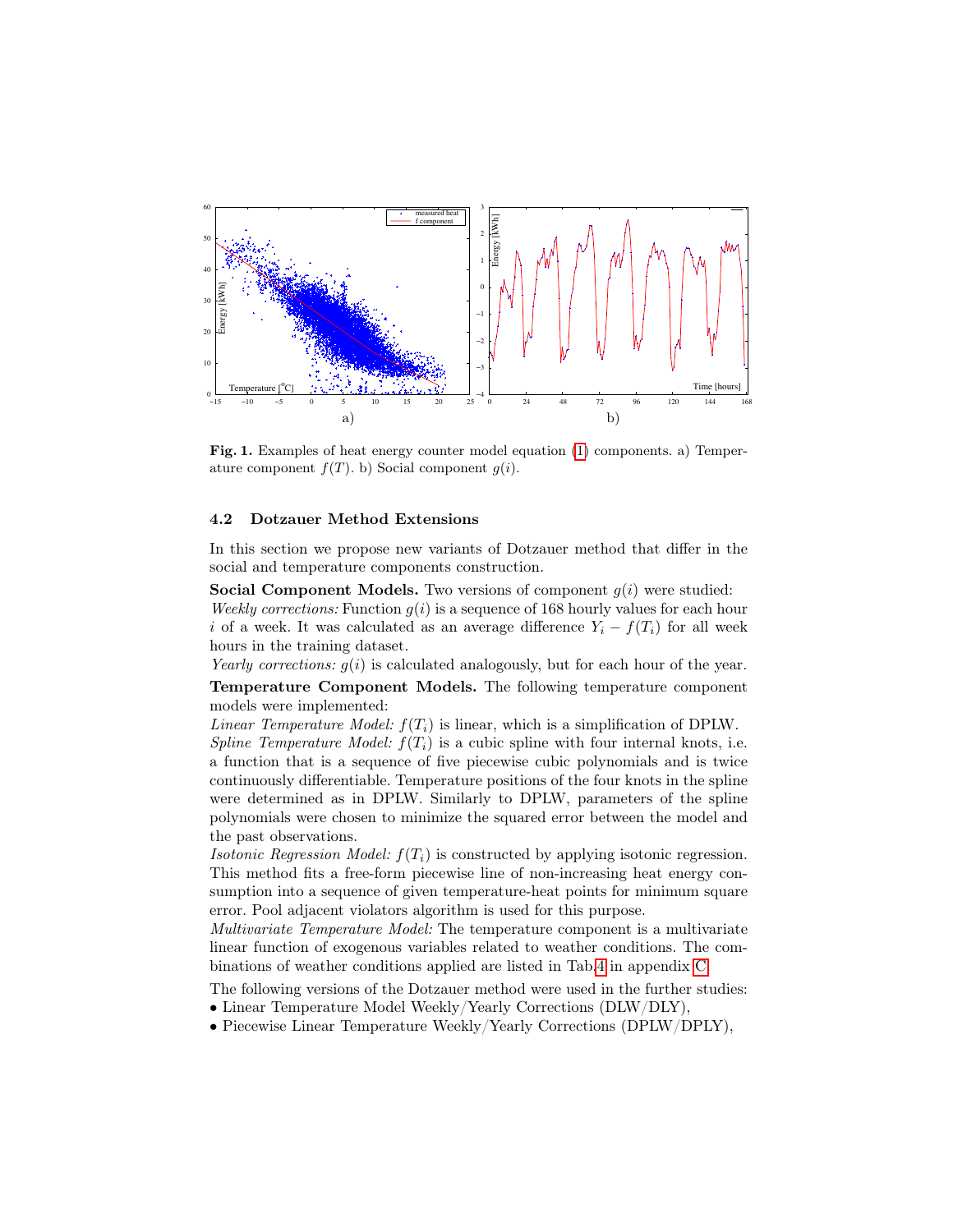**Fig. 1.** Examples of heat energy counter model equation (1) components. a) Temperature component $f(T)$. b) Social component $g(i)$.

### 4.2 Dotzauer Method Extensions

In this section we propose new variants of Dotzauer method that differ in the social and temperature components construction.

**Social Component Models.** Two versions of component $g(i)$ were studied:
*Weekly corrections:* Function $g(i)$ is a sequence of 168 hourly values for each hour $i$ of a week. It was calculated as an average difference $Y_i - f(T_i)$ for all week hours in the training dataset.
*Yearly corrections:* $g(i)$ is calculated analogously, but for each hour of the year.

**Temperature Component Models.** The following temperature component models were implemented:
*Linear Temperature Model:* $f(T_i)$ is linear, which is a simplification of DPLW.
*Spline Temperature Model:* $f(T_i)$ is a cubic spline with four internal knots, i.e. a function that is a sequence of five piecewise cubic polynomials and is twice continuously differentiable. Temperature positions of the four knots in the spline were determined as in DPLW. Similarly to DPLW, parameters of the spline polynomials were chosen to minimize the squared error between the model and the past observations.
*Isotonic Regression Model:* $f(T_i)$ is constructed by applying isotonic regression. This method fits a free-form piecewise line of non-increasing heat energy consumption into a sequence of given temperature-heat points for minimum square error. Pool adjacent violators algorithm is used for this purpose.
*Multivariate Temperature Model:* The temperature component is a multivariate linear function of exogenous variables related to weather conditions. The combinations of weather conditions applied are listed in Tab.4 in appendix C.

The following versions of the Dotzauer method were used in the further studies:

- Linear Temperature Model Weekly/Yearly Corrections (DLW/DLY),
- Piecewise Linear Temperature Weekly/Yearly Corrections (DPLW/DPLY),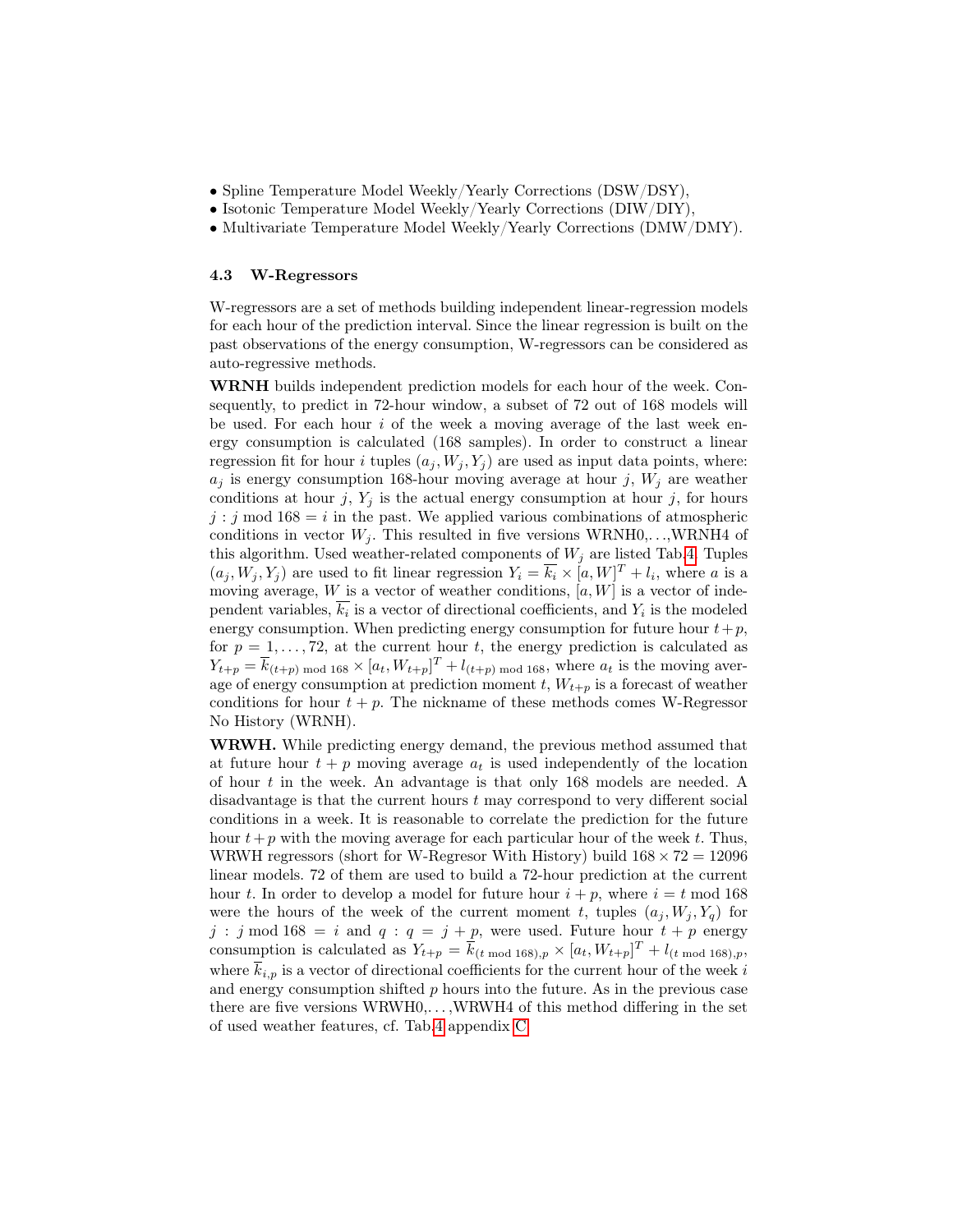- Spline Temperature Model Weekly/Yearly Corrections (DSW/DSY),
- Isotonic Temperature Model Weekly/Yearly Corrections (DIW/DIY),
- Multivariate Temperature Model Weekly/Yearly Corrections (DMW/DMY).

### 4.3 W-Regressors

W-regressors are a set of methods building independent linear-regression models for each hour of the prediction interval. Since the linear regression is built on the past observations of the energy consumption, W-regressors can be considered as auto-regressive methods.

**WRNH** builds independent prediction models for each hour of the week. Consequently, to predict in 72-hour window, a subset of 72 out of 168 models will be used. For each hour $i$ of the week a moving average of the last week energy consumption is calculated (168 samples). In order to construct a linear regression fit for hour $i$ tuples $(a_j, W_j, Y_j)$ are used as input data points, where: $a_j$ is energy consumption 168-hour moving average at hour $j$, $W_j$ are weather conditions at hour $j$, $Y_j$ is the actual energy consumption at hour $j$, for hours $j : j \bmod 168 = i$ in the past. We applied various combinations of atmospheric conditions in vector $W_j$. This resulted in five versions WRNH0,...,WRNH4 of this algorithm. Used weather-related components of $W_j$ are listed Tab.4. Tuples $(a_j, W_j, Y_j)$ are used to fit linear regression $Y_i = \overline{k_i} \times [a, W]^T + l_i$, where $a$ is a moving average, $W$ is a vector of weather conditions, $[a, W]$ is a vector of independent variables, $\overline{k_i}$ is a vector of directional coefficients, and $Y_i$ is the modeled energy consumption. When predicting energy consumption for future hour $t+p$, for $p = 1, \ldots, 72$, at the current hour $t$, the energy prediction is calculated as $Y_{t+p} = \overline{k}_{(t+p) \bmod 168} \times [a_t, W_{t+p}]^T + l_{(t+p) \bmod 168}$, where $a_t$ is the moving average of energy consumption at prediction moment $t$, $W_{t+p}$ is a forecast of weather conditions for hour $t+p$. The nickname of these methods comes W-Regressor No History (WRNH).

**WRWH.** While predicting energy demand, the previous method assumed that at future hour $t+p$ moving average $a_t$ is used independently of the location of hour $t$ in the week. An advantage is that only 168 models are needed. A disadvantage is that the current hours $t$ may correspond to very different social conditions in a week. It is reasonable to correlate the prediction for the future hour $t+p$ with the moving average for each particular hour of the week $t$. Thus, WRWH regressors (short for W-Regresor With History) build $168 \times 72 = 12096$ linear models. 72 of them are used to build a 72-hour prediction at the current hour $t$. In order to develop a model for future hour $i+p$, where $i = t \bmod 168$ were the hours of the week of the current moment $t$, tuples $(a_j, W_j, Y_q)$ for $j : j \bmod 168 = i$ and $q : q = j + p$, were used. Future hour $t+p$ energy consumption is calculated as $Y_{t+p} = \overline{k}_{(t \bmod 168),p} \times [a_t, W_{t+p}]^T + l_{(t \bmod 168),p}$, where $\overline{k}_{i,p}$ is a vector of directional coefficients for the current hour of the week $i$ and energy consumption shifted $p$ hours into the future. As in the previous case there are five versions WRWH0,...,WRWH4 of this method differing in the set of used weather features, cf. Tab.4 appendix C.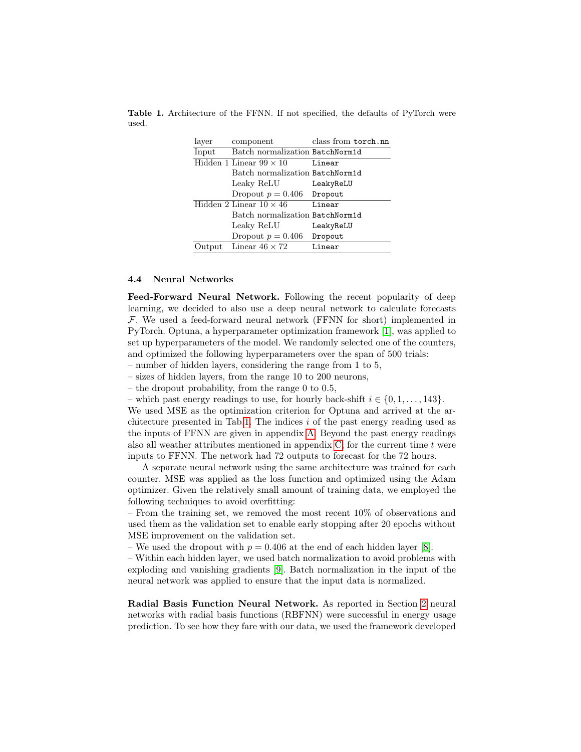**Table 1.** Architecture of the FFNN. If not specified, the defaults of PyTorch were used.

| layer | component | class from `torch.nn` |
|---|---|---|
| Input | Batch normalization | `BatchNorm1d` |
| Hidden 1 | Linear $99 \times 10$ | `Linear` |
| | Batch normalization | `BatchNorm1d` |
| | Leaky ReLU | `LeakyReLU` |
| | Dropout $p = 0.406$ | `Dropout` |
| Hidden 2 | Linear $10 \times 46$ | `Linear` |
| | Batch normalization | `BatchNorm1d` |
| | Leaky ReLU | `LeakyReLU` |
| | Dropout $p = 0.406$ | `Dropout` |
| Output | Linear $46 \times 72$ | `Linear` |

### 4.4 Neural Networks

**Feed-Forward Neural Network.** Following the recent popularity of deep learning, we decided to also use a deep neural network to calculate forecasts $\mathcal{F}$. We used a feed-forward neural network (FFNN for short) implemented in PyTorch. Optuna, a hyperparameter optimization framework [1], was applied to set up hyperparameters of the model. We randomly selected one of the counters, and optimized the following hyperparameters over the span of 500 trials:

– number of hidden layers, considering the range from 1 to 5,
– sizes of hidden layers, from the range 10 to 200 neurons,
– the dropout probability, from the range 0 to 0.5,
– which past energy readings to use, for hourly back-shift $i \in \{0, 1, \ldots, 143\}$.

We used MSE as the optimization criterion for Optuna and arrived at the architecture presented in Tab. 1. The indices $i$ of the past energy reading used as the inputs of FFNN are given in appendix A. Beyond the past energy readings also all weather attributes mentioned in appendix C, for the current time $t$ were inputs to FFNN. The network had 72 outputs to forecast for the 72 hours.

A separate neural network using the same architecture was trained for each counter. MSE was applied as the loss function and optimized using the Adam optimizer. Given the relatively small amount of training data, we employed the following techniques to avoid overfitting:

– From the training set, we removed the most recent 10% of observations and used them as the validation set to enable early stopping after 20 epochs without MSE improvement on the validation set.
– We used the dropout with $p = 0.406$ at the end of each hidden layer [8].
– Within each hidden layer, we used batch normalization to avoid problems with exploding and vanishing gradients [9]. Batch normalization in the input of the neural network was applied to ensure that the input data is normalized.

**Radial Basis Function Neural Network.** As reported in Section 2 neural networks with radial basis functions (RBFNN) were successful in energy usage prediction. To see how they fare with our data, we used the framework developed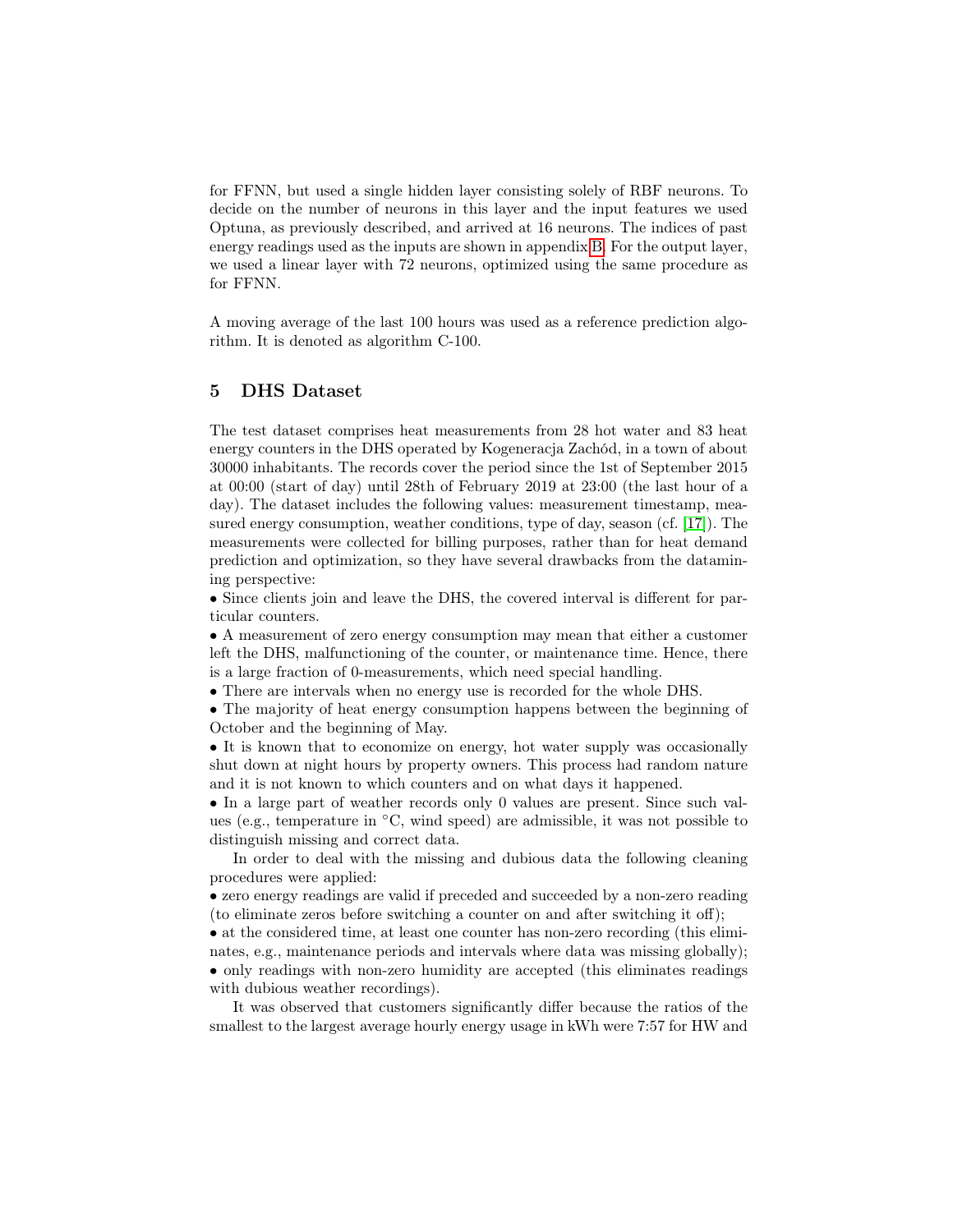for FFNN, but used a single hidden layer consisting solely of RBF neurons. To decide on the number of neurons in this layer and the input features we used Optuna, as previously described, and arrived at 16 neurons. The indices of past energy readings used as the inputs are shown in appendix B. For the output layer, we used a linear layer with 72 neurons, optimized using the same procedure as for FFNN.

A moving average of the last 100 hours was used as a reference prediction algorithm. It is denoted as algorithm C-100.

## 5 DHS Dataset

The test dataset comprises heat measurements from 28 hot water and 83 heat energy counters in the DHS operated by Kogeneracja Zachód, in a town of about 30000 inhabitants. The records cover the period since the 1st of September 2015 at 00:00 (start of day) until 28th of February 2019 at 23:00 (the last hour of a day). The dataset includes the following values: measurement timestamp, measured energy consumption, weather conditions, type of day, season (cf. [17]). The measurements were collected for billing purposes, rather than for heat demand prediction and optimization, so they have several drawbacks from the datamining perspective:

- Since clients join and leave the DHS, the covered interval is different for particular counters.
- A measurement of zero energy consumption may mean that either a customer left the DHS, malfunctioning of the counter, or maintenance time. Hence, there is a large fraction of 0-measurements, which need special handling.
- There are intervals when no energy use is recorded for the whole DHS.
- The majority of heat energy consumption happens between the beginning of October and the beginning of May.
- It is known that to economize on energy, hot water supply was occasionally shut down at night hours by property owners. This process had random nature and it is not known to which counters and on what days it happened.
- In a large part of weather records only 0 values are present. Since such values (e.g., temperature in °C, wind speed) are admissible, it was not possible to distinguish missing and correct data.

In order to deal with the missing and dubious data the following cleaning procedures were applied:

- zero energy readings are valid if preceded and succeeded by a non-zero reading (to eliminate zeros before switching a counter on and after switching it off);
- at the considered time, at least one counter has non-zero recording (this eliminates, e.g., maintenance periods and intervals where data was missing globally);
- only readings with non-zero humidity are accepted (this eliminates readings with dubious weather recordings).

It was observed that customers significantly differ because the ratios of the smallest to the largest average hourly energy usage in kWh were 7:57 for HW and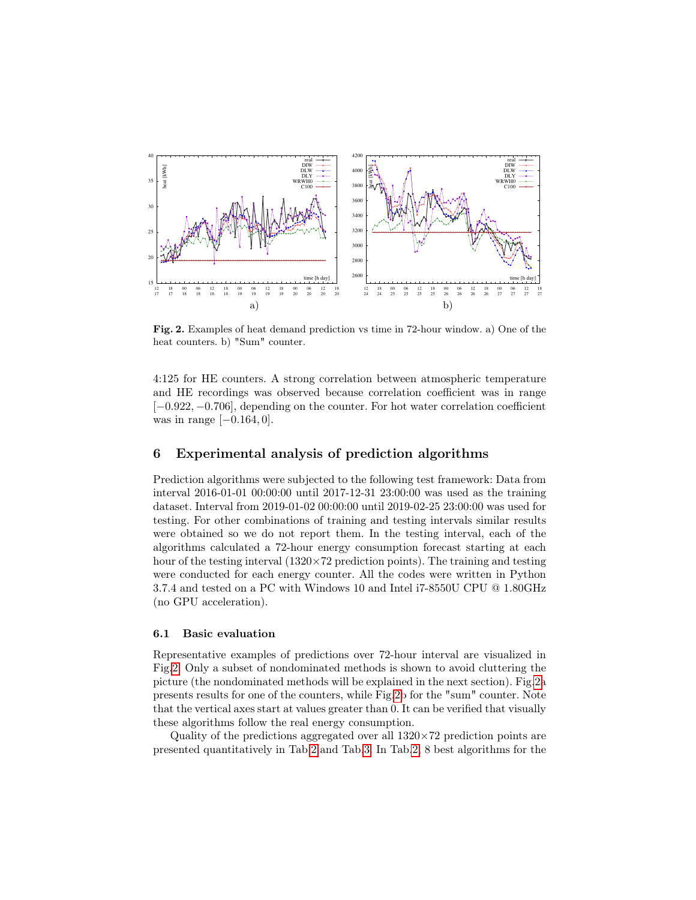Fig. 2. Examples of heat demand prediction vs time in 72-hour window. a) One of the heat counters. b) "Sum" counter.

4:125 for HE counters. A strong correlation between atmospheric temperature and HE recordings was observed because correlation coefficient was in range $[-0.922, -0.706]$, depending on the counter. For hot water correlation coefficient was in range $[-0.164, 0]$.

## 6 Experimental analysis of prediction algorithms

Prediction algorithms were subjected to the following test framework: Data from interval 2016-01-01 00:00:00 until 2017-12-31 23:00:00 was used as the training dataset. Interval from 2019-01-02 00:00:00 until 2019-02-25 23:00:00 was used for testing. For other combinations of training and testing intervals similar results were obtained so we do not report them. In the testing interval, each of the algorithms calculated a 72-hour energy consumption forecast starting at each hour of the testing interval ($1320 \times 72$ prediction points). The training and testing were conducted for each energy counter. All the codes were written in Python 3.7.4 and tested on a PC with Windows 10 and Intel i7-8550U CPU @ 1.80GHz (no GPU acceleration).

### 6.1 Basic evaluation

Representative examples of predictions over 72-hour interval are visualized in Fig.2. Only a subset of nondominated methods is shown to avoid cluttering the picture (the nondominated methods will be explained in the next section). Fig.2a presents results for one of the counters, while Fig.2b for the "sum" counter. Note that the vertical axes start at values greater than 0. It can be verified that visually these algorithms follow the real energy consumption.

Quality of the predictions aggregated over all $1320 \times 72$ prediction points are presented quantitatively in Tab.2 and Tab.3. In Tab.2, 8 best algorithms for the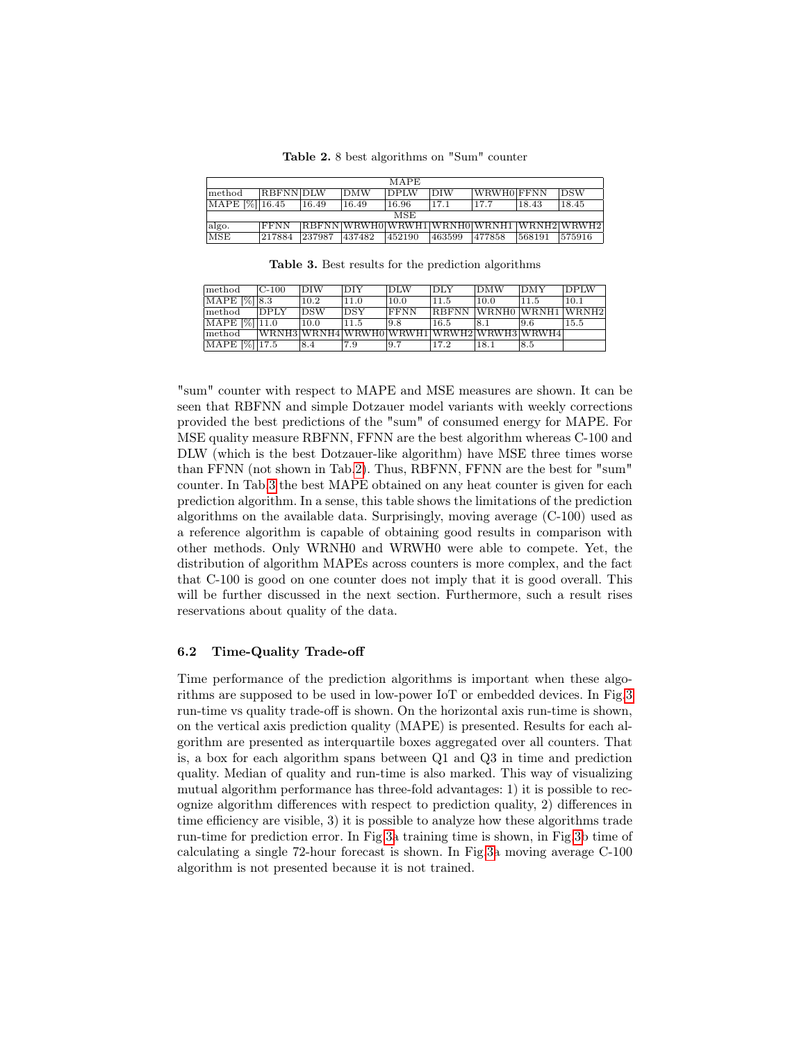**Table 2.** 8 best algorithms on "Sum" counter

| MAPE | | | | | | | | |
|---|---|---|---|---|---|---|---|---|
| method | RBFNN | DLW | DMW | DPLW | DIW | WRWH0 | FFNN | DSW |
| MAPE [%] | 16.45 | 16.49 | 16.49 | 16.96 | 17.1 | 17.7 | 18.43 | 18.45 |
| MSE | | | | | | | | |
| algo. | FFNN | RBFNN | WRWH0 | WRWH1 | WRNH0 | WRNH1 | WRNH2 | WRWH2 |
| MSE | 217884 | 237987 | 437482 | 452190 | 463599 | 477858 | 568191 | 575916 |

**Table 3.** Best results for the prediction algorithms

| method | C-100 | DIW | DIY | DLW | DLY | DMW | DMY | DPLW |
|---|---|---|---|---|---|---|---|---|
| MAPE [%] | 8.3 | 10.2 | 11.0 | 10.0 | 11.5 | 10.0 | 11.5 | 10.1 |
| method | DPLY | DSW | DSY | FFNN | RBFNN | WRNH0 | WRNH1 | WRNH2 |
| MAPE [%] | 11.0 | 10.0 | 11.5 | 9.8 | 16.5 | 8.1 | 9.6 | 15.5 |
| method | WRNH3 | WRNH4 | WRWH0 | WRWH1 | WRWH2 | WRWH3 | WRWH4 | |
| MAPE [%] | 17.5 | 8.4 | 7.9 | 9.7 | 17.2 | 18.1 | 8.5 | |

"sum" counter with respect to MAPE and MSE measures are shown. It can be seen that RBFNN and simple Dotzauer model variants with weekly corrections provided the best predictions of the "sum" of consumed energy for MAPE. For MSE quality measure RBFNN, FFNN are the best algorithm whereas C-100 and DLW (which is the best Dotzauer-like algorithm) have MSE three times worse than FFNN (not shown in Tab.2). Thus, RBFNN, FFNN are the best for "sum" counter. In Tab.3 the best MAPE obtained on any heat counter is given for each prediction algorithm. In a sense, this table shows the limitations of the prediction algorithms on the available data. Surprisingly, moving average (C-100) used as a reference algorithm is capable of obtaining good results in comparison with other methods. Only WRNH0 and WRWH0 were able to compete. Yet, the distribution of algorithm MAPEs across counters is more complex, and the fact that C-100 is good on one counter does not imply that it is good overall. This will be further discussed in the next section. Furthermore, such a result rises reservations about quality of the data.

### 6.2 Time-Quality Trade-off

Time performance of the prediction algorithms is important when these algorithms are supposed to be used in low-power IoT or embedded devices. In Fig.3 run-time vs quality trade-off is shown. On the horizontal axis run-time is shown, on the vertical axis prediction quality (MAPE) is presented. Results for each algorithm are presented as interquartile boxes aggregated over all counters. That is, a box for each algorithm spans between Q1 and Q3 in time and prediction quality. Median of quality and run-time is also marked. This way of visualizing mutual algorithm performance has three-fold advantages: 1) it is possible to recognize algorithm differences with respect to prediction quality, 2) differences in time efficiency are visible, 3) it is possible to analyze how these algorithms trade run-time for prediction error. In Fig.3a training time is shown, in Fig.3b time of calculating a single 72-hour forecast is shown. In Fig.3a moving average C-100 algorithm is not presented because it is not trained.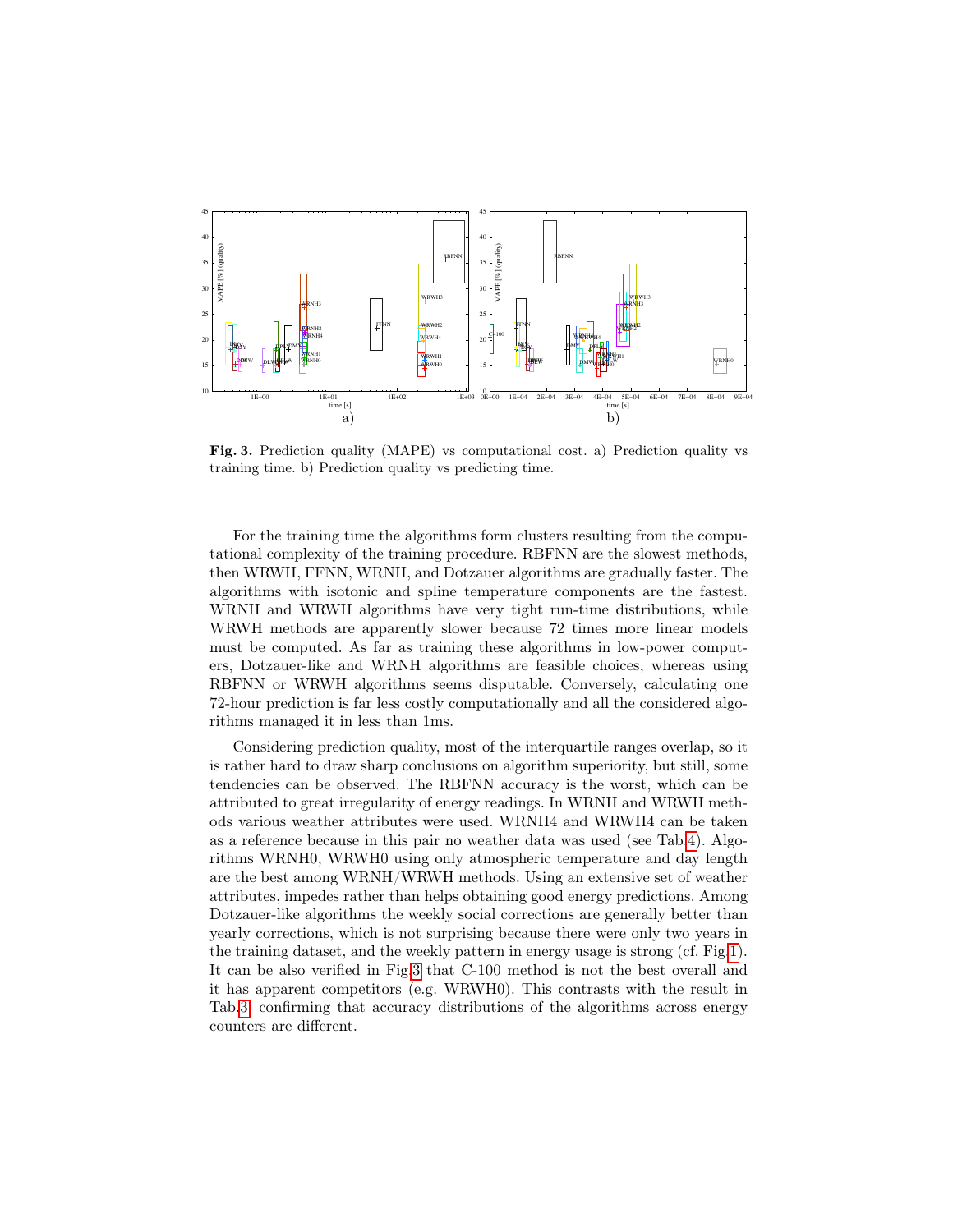**Fig. 3.** Prediction quality (MAPE) vs computational cost. a) Prediction quality vs training time. b) Prediction quality vs predicting time.

For the training time the algorithms form clusters resulting from the computational complexity of the training procedure. RBFNN are the slowest methods, then WRWH, FFNN, WRNH, and Dotzauer algorithms are gradually faster. The algorithms with isotonic and spline temperature components are the fastest. WRNH and WRWH algorithms have very tight run-time distributions, while WRWH methods are apparently slower because 72 times more linear models must be computed. As far as training these algorithms in low-power computers, Dotzauer-like and WRNH algorithms are feasible choices, whereas using RBFNN or WRWH algorithms seems disputable. Conversely, calculating one 72-hour prediction is far less costly computationally and all the considered algorithms managed it in less than 1ms.

Considering prediction quality, most of the interquartile ranges overlap, so it is rather hard to draw sharp conclusions on algorithm superiority, but still, some tendencies can be observed. The RBFNN accuracy is the worst, which can be attributed to great irregularity of energy readings. In WRNH and WRWH methods various weather attributes were used. WRNH4 and WRWH4 can be taken as a reference because in this pair no weather data was used (see Tab. 4). Algorithms WRNH0, WRWH0 using only atmospheric temperature and day length are the best among WRNH/WRWH methods. Using an extensive set of weather attributes, impedes rather than helps obtaining good energy predictions. Among Dotzauer-like algorithms the weekly social corrections are generally better than yearly corrections, which is not surprising because there were only two years in the training dataset, and the weekly pattern in energy usage is strong (cf. Fig 1). It can be also verified in Fig 3 that C-100 method is not the best overall and it has apparent competitors (e.g. WRWH0). This contrasts with the result in Tab. 3, confirming that accuracy distributions of the algorithms across energy counters are different.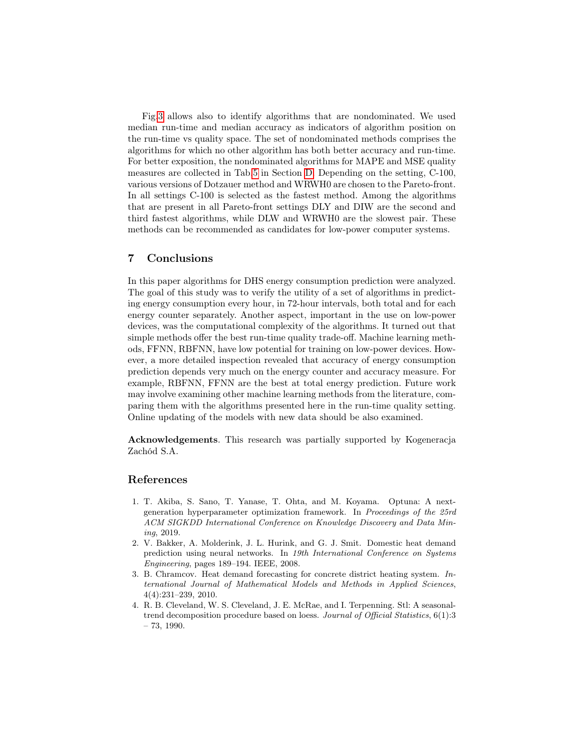Fig.3 allows also to identify algorithms that are nondominated. We used median run-time and median accuracy as indicators of algorithm position on the run-time vs quality space. The set of nondominated methods comprises the algorithms for which no other algorithm has both better accuracy and run-time. For better exposition, the nondominated algorithms for MAPE and MSE quality measures are collected in Tab.5 in Section D. Depending on the setting, C-100, various versions of Dotzauer method and WRWH0 are chosen to the Pareto-front. In all settings C-100 is selected as the fastest method. Among the algorithms that are present in all Pareto-front settings DLY and DIW are the second and third fastest algorithms, while DLW and WRWH0 are the slowest pair. These methods can be recommended as candidates for low-power computer systems.

## 7 Conclusions

In this paper algorithms for DHS energy consumption prediction were analyzed. The goal of this study was to verify the utility of a set of algorithms in predicting energy consumption every hour, in 72-hour intervals, both total and for each energy counter separately. Another aspect, important in the use on low-power devices, was the computational complexity of the algorithms. It turned out that simple methods offer the best run-time quality trade-off. Machine learning methods, FFNN, RBFNN, have low potential for training on low-power devices. However, a more detailed inspection revealed that accuracy of energy consumption prediction depends very much on the energy counter and accuracy measure. For example, RBFNN, FFNN are the best at total energy prediction. Future work may involve examining other machine learning methods from the literature, comparing them with the algorithms presented here in the run-time quality setting. Online updating of the models with new data should be also examined.

**Acknowledgements**. This research was partially supported by Kogeneracja Zachód S.A.

## References

1. T. Akiba, S. Sano, T. Yanase, T. Ohta, and M. Koyama. Optuna: A next-generation hyperparameter optimization framework. In *Proceedings of the 25rd ACM SIGKDD International Conference on Knowledge Discovery and Data Mining*, 2019.
2. V. Bakker, A. Molderink, J. L. Hurink, and G. J. Smit. Domestic heat demand prediction using neural networks. In *19th International Conference on Systems Engineering*, pages 189–194. IEEE, 2008.
3. B. Chramcov. Heat demand forecasting for concrete district heating system. *International Journal of Mathematical Models and Methods in Applied Sciences*, 4(4):231–239, 2010.
4. R. B. Cleveland, W. S. Cleveland, J. E. McRae, and I. Terpenning. Stl: A seasonal-trend decomposition procedure based on loess. *Journal of Official Statistics*, 6(1):3 – 73, 1990.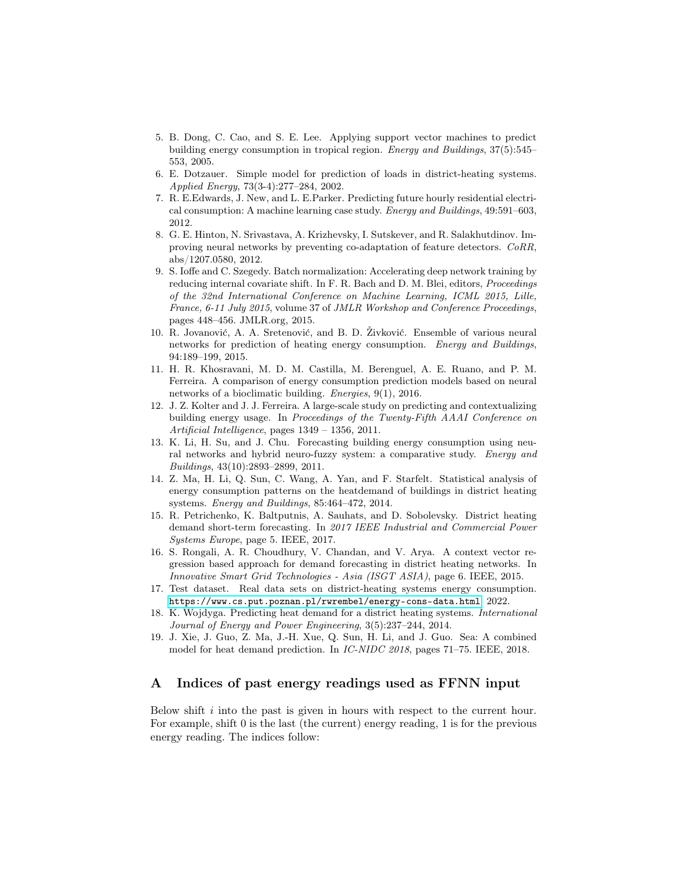5. B. Dong, C. Cao, and S. E. Lee. Applying support vector machines to predict building energy consumption in tropical region. *Energy and Buildings*, 37(5):545–553, 2005.
6. E. Dotzauer. Simple model for prediction of loads in district-heating systems. *Applied Energy*, 73(3-4):277–284, 2002.
7. R. E.Edwards, J. New, and L. E.Parker. Predicting future hourly residential electrical consumption: A machine learning case study. *Energy and Buildings*, 49:591–603, 2012.
8. G. E. Hinton, N. Srivastava, A. Krizhevsky, I. Sutskever, and R. Salakhutdinov. Improving neural networks by preventing co-adaptation of feature detectors. *CoRR*, abs/1207.0580, 2012.
9. S. Ioffe and C. Szegedy. Batch normalization: Accelerating deep network training by reducing internal covariate shift. In F. R. Bach and D. M. Blei, editors, *Proceedings of the 32nd International Conference on Machine Learning, ICML 2015, Lille, France, 6-11 July 2015*, volume 37 of *JMLR Workshop and Conference Proceedings*, pages 448–456. JMLR.org, 2015.
10. R. Jovanović, A. A. Sretenović, and B. D. Živković. Ensemble of various neural networks for prediction of heating energy consumption. *Energy and Buildings*, 94:189–199, 2015.
11. H. R. Khosravani, M. D. M. Castilla, M. Berenguel, A. E. Ruano, and P. M. Ferreira. A comparison of energy consumption prediction models based on neural networks of a bioclimatic building. *Energies*, 9(1), 2016.
12. J. Z. Kolter and J. J. Ferreira. A large-scale study on predicting and contextualizing building energy usage. In *Proceedings of the Twenty-Fifth AAAI Conference on Artificial Intelligence*, pages 1349 – 1356, 2011.
13. K. Li, H. Su, and J. Chu. Forecasting building energy consumption using neural networks and hybrid neuro-fuzzy system: a comparative study. *Energy and Buildings*, 43(10):2893–2899, 2011.
14. Z. Ma, H. Li, Q. Sun, C. Wang, A. Yan, and F. Starfelt. Statistical analysis of energy consumption patterns on the heatdemand of buildings in district heating systems. *Energy and Buildings*, 85:464–472, 2014.
15. R. Petrichenko, K. Baltputnis, A. Sauhats, and D. Sobolevsky. District heating demand short-term forecasting. In *2017 IEEE Industrial and Commercial Power Systems Europe*, page 5. IEEE, 2017.
16. S. Rongali, A. R. Choudhury, V. Chandan, and V. Arya. A context vector regression based approach for demand forecasting in district heating networks. In *Innovative Smart Grid Technologies - Asia (ISGT ASIA)*, page 6. IEEE, 2015.
17. Test dataset. Real data sets on district-heating systems energy consumption. https://www.cs.put.poznan.pl/rwrembel/energy-cons-data.html, 2022.
18. K. Wojdyga. Predicting heat demand for a district heating systems. *International Journal of Energy and Power Engineering*, 3(5):237–244, 2014.
19. J. Xie, J. Guo, Z. Ma, J.-H. Xue, Q. Sun, H. Li, and J. Guo. Sea: A combined model for heat demand prediction. In *IC-NIDC 2018*, pages 71–75. IEEE, 2018.

## A Indices of past energy readings used as FFNN input

Below shift $i$ into the past is given in hours with respect to the current hour. For example, shift 0 is the last (the current) energy reading, 1 is for the previous energy reading. The indices follow: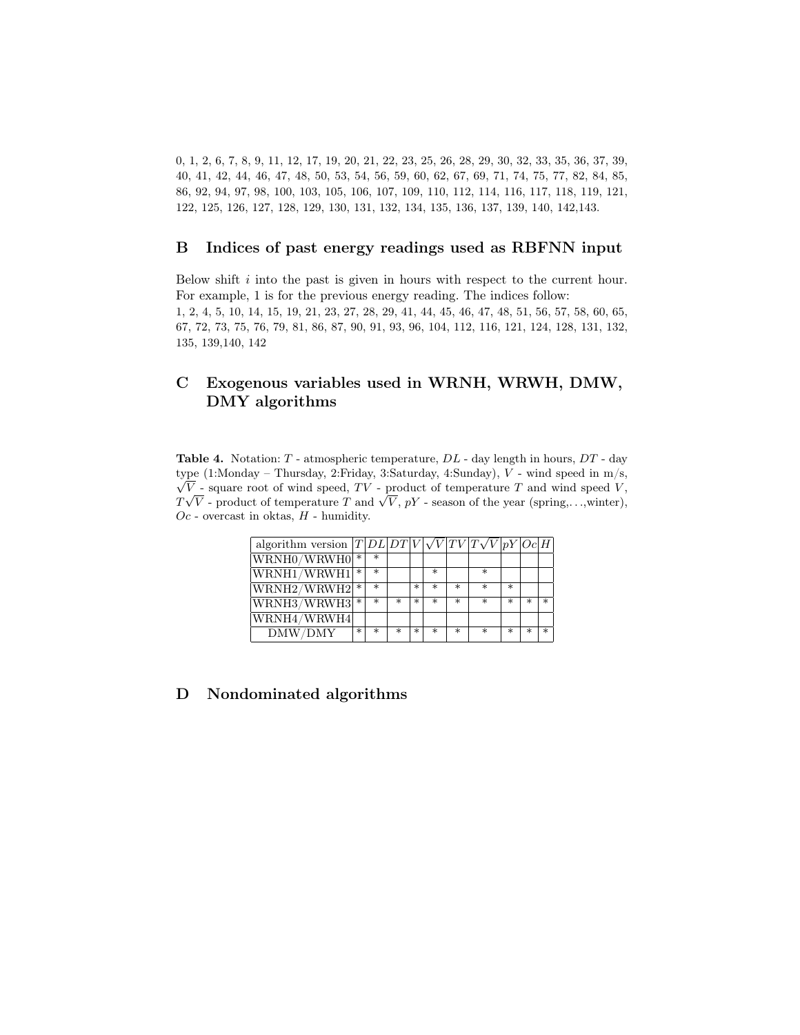0, 1, 2, 6, 7, 8, 9, 11, 12, 17, 19, 20, 21, 22, 23, 25, 26, 28, 29, 30, 32, 33, 35, 36, 37, 39, 40, 41, 42, 44, 46, 47, 48, 50, 53, 54, 56, 59, 60, 62, 67, 69, 71, 74, 75, 77, 82, 84, 85, 86, 92, 94, 97, 98, 100, 103, 105, 106, 107, 109, 110, 112, 114, 116, 117, 118, 119, 121, 122, 125, 126, 127, 128, 129, 130, 131, 132, 134, 135, 136, 137, 139, 140, 142,143.

## B Indices of past energy readings used as RBFNN input

Below shift $i$ into the past is given in hours with respect to the current hour. For example, 1 is for the previous energy reading. The indices follow:
1, 2, 4, 5, 10, 14, 15, 19, 21, 23, 27, 28, 29, 41, 44, 45, 46, 47, 48, 51, 56, 57, 58, 60, 65, 67, 72, 73, 75, 76, 79, 81, 86, 87, 90, 91, 93, 96, 104, 112, 116, 121, 124, 128, 131, 132, 135, 139,140, 142

## C Exogenous variables used in WRNH, WRWH, DMW, DMY algorithms

**Table 4.** Notation: $T$ - atmospheric temperature, $DL$ - day length in hours, $DT$ - day type (1:Monday – Thursday, 2:Friday, 3:Saturday, 4:Sunday), $V$ - wind speed in m/s, $\sqrt{V}$ - square root of wind speed, $TV$ - product of temperature $T$ and wind speed $V$, $T\sqrt{V}$ - product of temperature $T$ and $\sqrt{V}$, $pY$ - season of the year (spring,. . .,winter), $Oc$ - overcast in oktas, $H$ - humidity.

| algorithm version | $T$ | $DL$ | $DT$ | $V$ | $\sqrt{V}$ | $TV$ | $T\sqrt{V}$ | $pY$ | $Oc$ | $H$ |
|---|---|---|---|---|---|---|---|---|---|---|
| WRNH0/WRWH0 | * | * | | | | | | | | |
| WRNH1/WRWH1 | * | * | | | * | | * | | | |
| WRNH2/WRWH2 | * | * | | * | * | * | * | * | | |
| WRNH3/WRWH3 | * | * | * | * | * | * | * | * | * | * |
| WRNH4/WRWH4 | | | | | | | | | | |
| DMW/DMY | * | * | * | * | * | * | * | * | * | * |

## D Nondominated algorithms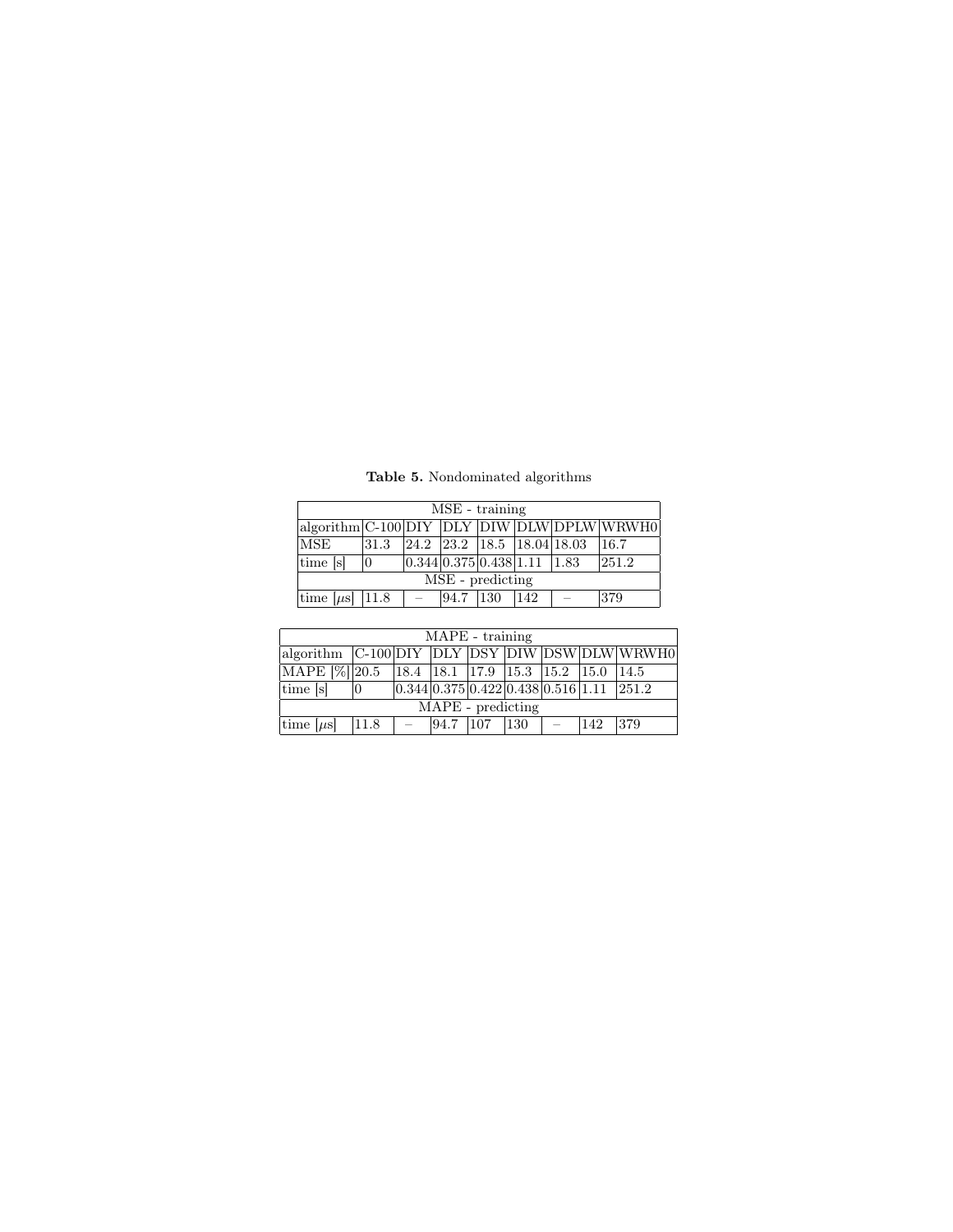**Table 5.** Nondominated algorithms

| MSE - training | | | | | | | |
|---|---|---|---|---|---|---|---|
| algorithm | C-100 | DIY | DLY | DIW | DLW | DPLW | WRWH0 |
| MSE | 31.3 | 24.2 | 23.2 | 18.5 | 18.04 | 18.03 | 16.7 |
| time [s] | 0 | 0.344 | 0.375 | 0.438 | 1.11 | 1.83 | 251.2 |
| MSE - predicting | | | | | | | |
| time [$\mu$s] | 11.8 | – | 94.7 | 130 | 142 | – | 379 |

| MAPE - training | | | | | | | | |
|---|---|---|---|---|---|---|---|---|
| algorithm | C-100 | DIY | DLY | DSY | DIW | DSW | DLW | WRWH0 |
| MAPE [%] | 20.5 | 18.4 | 18.1 | 17.9 | 15.3 | 15.2 | 15.0 | 14.5 |
| time [s] | 0 | 0.344 | 0.375 | 0.422 | 0.438 | 0.516 | 1.11 | 251.2 |
| MAPE - predicting | | | | | | | | |
| time [$\mu$s] | 11.8 | – | 94.7 | 107 | 130 | – | 142 | 379 |